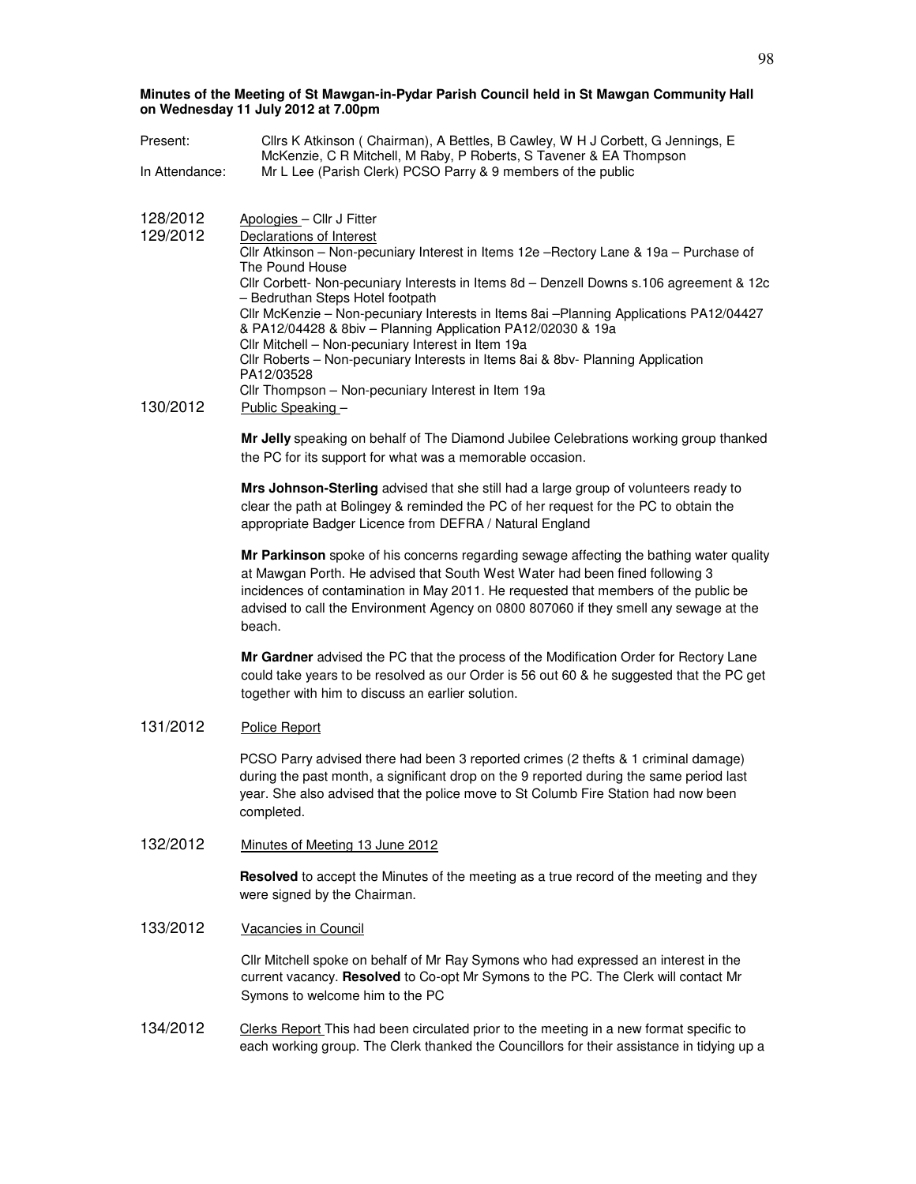**Minutes of the Meeting of St Mawgan-in-Pydar Parish Council held in St Mawgan Community Hall on Wednesday 11 July 2012 at 7.00pm**

Present: Cllrs K Atkinson ( Chairman), A Bettles, B Cawley, W H J Corbett, G Jennings, E McKenzie, C R Mitchell, M Raby, P Roberts, S Tavener & EA Thompson

In Attendance: Mr L Lee (Parish Clerk) PCSO Parry & 9 members of the public

128/2012 Apologies – Cllr J Fitter

129/2012 Declarations of Interest

Cllr Atkinson – Non-pecuniary Interest in Items 12e –Rectory Lane & 19a – Purchase of The Pound House

Cllr Corbett- Non-pecuniary Interests in Items 8d – Denzell Downs s.106 agreement & 12c – Bedruthan Steps Hotel footpath

Cllr McKenzie – Non-pecuniary Interests in Items 8ai –Planning Applications PA12/04427 & PA12/04428 & 8biv – Planning Application PA12/02030 & 19a

Cllr Mitchell – Non-pecuniary Interest in Item 19a

Cllr Roberts – Non-pecuniary Interests in Items 8ai & 8bv- Planning Application PA12/03528

Cllr Thompson – Non-pecuniary Interest in Item 19a

130/2012 Public Speaking –

**Mr Jelly** speaking on behalf of The Diamond Jubilee Celebrations working group thanked the PC for its support for what was a memorable occasion.

**Mrs Johnson-Sterling** advised that she still had a large group of volunteers ready to clear the path at Bolingey & reminded the PC of her request for the PC to obtain the appropriate Badger Licence from DEFRA / Natural England

**Mr Parkinson** spoke of his concerns regarding sewage affecting the bathing water quality at Mawgan Porth. He advised that South West Water had been fined following 3 incidences of contamination in May 2011. He requested that members of the public be advised to call the Environment Agency on 0800 807060 if they smell any sewage at the beach.

**Mr Gardner** advised the PC that the process of the Modification Order for Rectory Lane could take years to be resolved as our Order is 56 out 60 & he suggested that the PC get together with him to discuss an earlier solution.

131/2012 Police Report

PCSO Parry advised there had been 3 reported crimes (2 thefts & 1 criminal damage) during the past month, a significant drop on the 9 reported during the same period last year. She also advised that the police move to St Columb Fire Station had now been completed.

132/2012 Minutes of Meeting 13 June 2012

**Resolved** to accept the Minutes of the meeting as a true record of the meeting and they were signed by the Chairman.

133/2012 Vacancies in Council

Cllr Mitchell spoke on behalf of Mr Ray Symons who had expressed an interest in the current vacancy. **Resolved** to Co-opt Mr Symons to the PC. The Clerk will contact Mr Symons to welcome him to the PC

134/2012 Clerks Report This had been circulated prior to the meeting in a new format specific to each working group. The Clerk thanked the Councillors for their assistance in tidying up a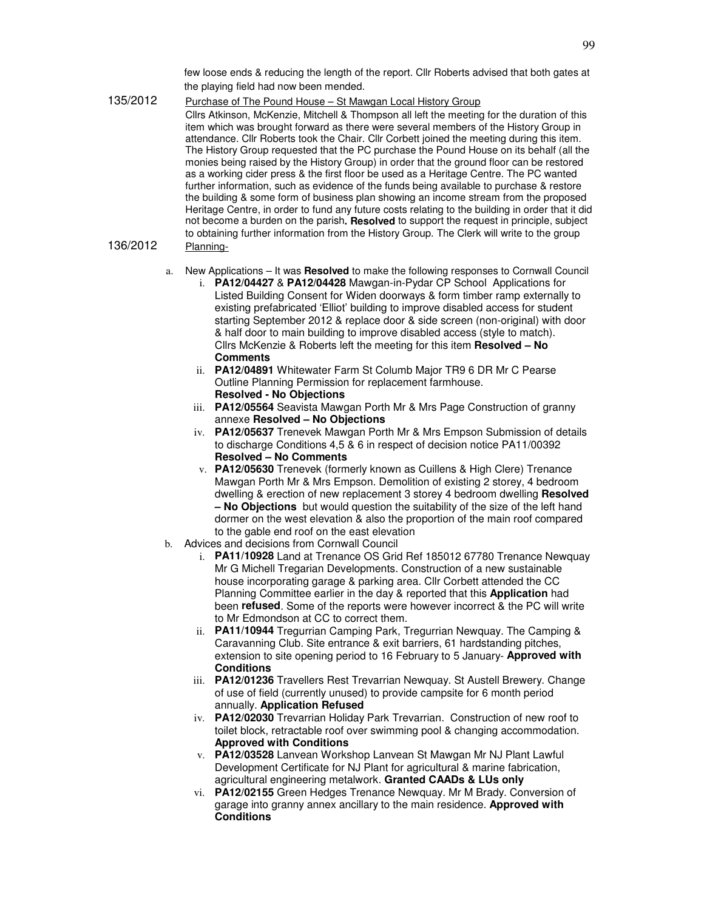few loose ends & reducing the length of the report. Cllr Roberts advised that both gates at the playing field had now been mended.

135/2012 Purchase of The Pound House – St Mawgan Local History Group

Cllrs Atkinson, McKenzie, Mitchell & Thompson all left the meeting for the duration of this item which was brought forward as there were several members of the History Group in attendance. Cllr Roberts took the Chair. Cllr Corbett joined the meeting during this item. The History Group requested that the PC purchase the Pound House on its behalf (all the monies being raised by the History Group) in order that the ground floor can be restored as a working cider press & the first floor be used as a Heritage Centre. The PC wanted further information, such as evidence of the funds being available to purchase & restore the building & some form of business plan showing an income stream from the proposed Heritage Centre, in order to fund any future costs relating to the building in order that it did not become a burden on the parish**.** **Resolved** to support the request in principle, subject to obtaining further information from the History Group. The Clerk will write to the group

136/2012 Planning-

a. New Applications – It was **Resolved** to make the following responses to Cornwall Council
   i. **PA12/04427** & **PA12/04428** Mawgan-in-Pydar CP School Applications for Listed Building Consent for Widen doorways & form timber ramp externally to existing prefabricated 'Elliot' building to improve disabled access for student starting September 2012 & replace door & side screen (non-original) with door & half door to main building to improve disabled access (style to match). Cllrs McKenzie & Roberts left the meeting for this item **Resolved – No Comments**
   ii. **PA12/04891** Whitewater Farm St Columb Major TR9 6 DR Mr C Pearse Outline Planning Permission for replacement farmhouse. **Resolved - No Objections**
   iii. **PA12/05564** Seavista Mawgan Porth Mr & Mrs Page Construction of granny annexe **Resolved – No Objections**
   iv. **PA12/05637** Trenevek Mawgan Porth Mr & Mrs Empson Submission of details to discharge Conditions 4,5 & 6 in respect of decision notice PA11/00392 **Resolved – No Comments**
   v. **PA12/05630** Trenevek (formerly known as Cuillens & High Clere) Trenance Mawgan Porth Mr & Mrs Empson. Demolition of existing 2 storey, 4 bedroom dwelling & erection of new replacement 3 storey 4 bedroom dwelling **Resolved – No Objections** but would question the suitability of the size of the left hand dormer on the west elevation & also the proportion of the main roof compared to the gable end roof on the east elevation
b. Advices and decisions from Cornwall Council
   i. **PA11/10928** Land at Trenance OS Grid Ref 185012 67780 Trenance Newquay Mr G Michell Tregarian Developments. Construction of a new sustainable house incorporating garage & parking area. Cllr Corbett attended the CC Planning Committee earlier in the day & reported that this **Application** had been **refused**. Some of the reports were however incorrect & the PC will write to Mr Edmondson at CC to correct them.
   ii. **PA11/10944** Tregurrian Camping Park, Tregurrian Newquay. The Camping & Caravanning Club. Site entrance & exit barriers, 61 hardstanding pitches, extension to site opening period to 16 February to 5 January- **Approved with Conditions**
   iii. **PA12/01236** Travellers Rest Trevarrian Newquay. St Austell Brewery. Change of use of field (currently unused) to provide campsite for 6 month period annually. **Application Refused**
   iv. **PA12/02030** Trevarrian Holiday Park Trevarrian. Construction of new roof to toilet block, retractable roof over swimming pool & changing accommodation. **Approved with Conditions**
   v. **PA12/03528** Lanvean Workshop Lanvean St Mawgan Mr NJ Plant Lawful Development Certificate for NJ Plant for agricultural & marine fabrication, agricultural engineering metalwork. **Granted CAADs & LUs only**
   vi. **PA12/02155** Green Hedges Trenance Newquay. Mr M Brady. Conversion of garage into granny annex ancillary to the main residence. **Approved with Conditions**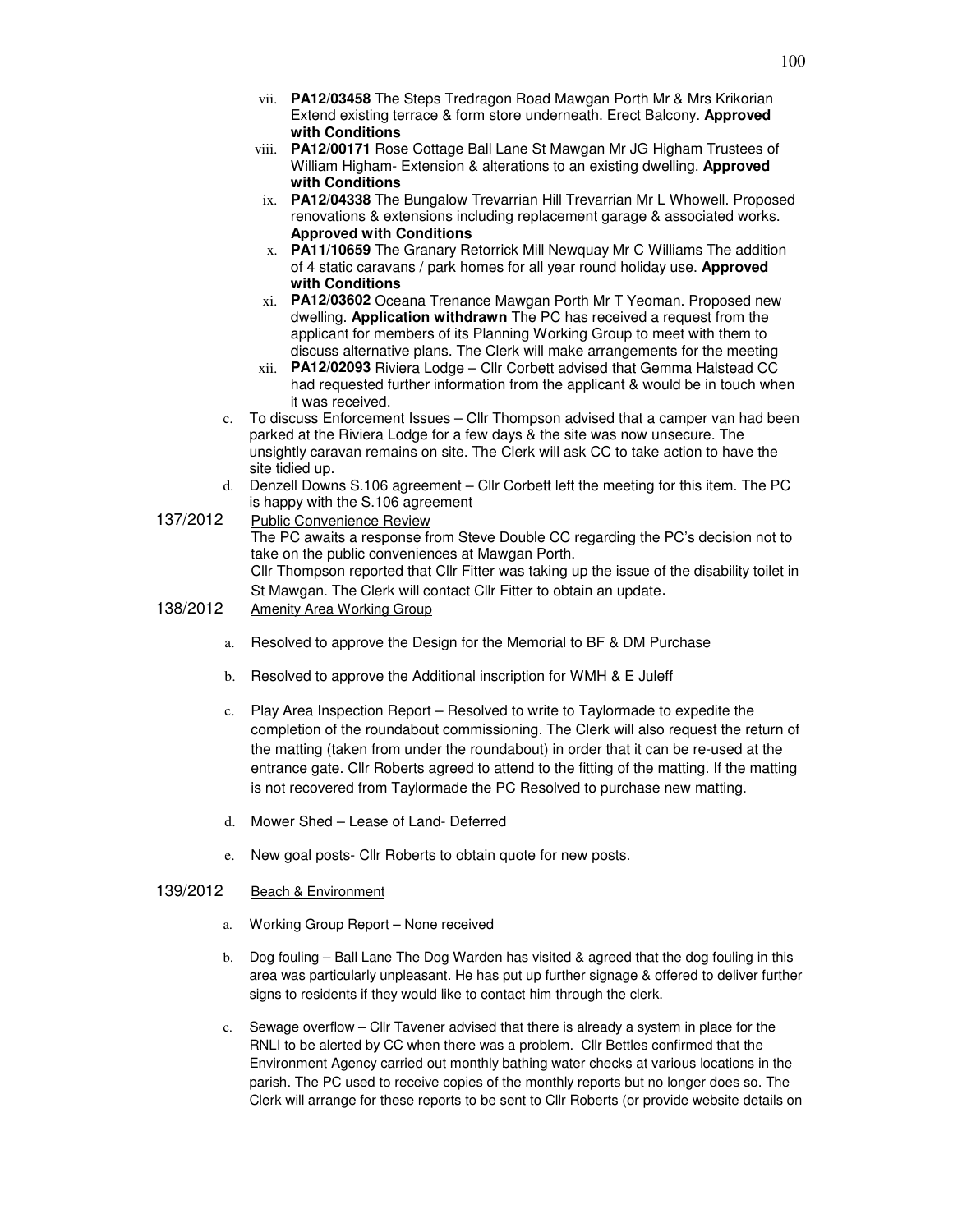vii. **PA12/03458** The Steps Tredragon Road Mawgan Porth Mr & Mrs Krikorian Extend existing terrace & form store underneath. Erect Balcony. **Approved with Conditions**

viii. **PA12/00171** Rose Cottage Ball Lane St Mawgan Mr JG Higham Trustees of William Higham- Extension & alterations to an existing dwelling. **Approved with Conditions**

ix. **PA12/04338** The Bungalow Trevarrian Hill Trevarrian Mr L Whowell. Proposed renovations & extensions including replacement garage & associated works. **Approved with Conditions**

x. **PA11/10659** The Granary Retorrick Mill Newquay Mr C Williams The addition of 4 static caravans / park homes for all year round holiday use. **Approved with Conditions**

xi. **PA12/03602** Oceana Trenance Mawgan Porth Mr T Yeoman. Proposed new dwelling. **Application withdrawn** The PC has received a request from the applicant for members of its Planning Working Group to meet with them to discuss alternative plans. The Clerk will make arrangements for the meeting

xii. **PA12/02093** Riviera Lodge – Cllr Corbett advised that Gemma Halstead CC had requested further information from the applicant & would be in touch when it was received.

c. To discuss Enforcement Issues – Cllr Thompson advised that a camper van had been parked at the Riviera Lodge for a few days & the site was now unsecure. The unsightly caravan remains on site. The Clerk will ask CC to take action to have the site tidied up.

d. Denzell Downs S.106 agreement – Cllr Corbett left the meeting for this item. The PC is happy with the S.106 agreement

137/2012 Public Convenience Review

The PC awaits a response from Steve Double CC regarding the PC's decision not to take on the public conveniences at Mawgan Porth.

Cllr Thompson reported that Cllr Fitter was taking up the issue of the disability toilet in St Mawgan. The Clerk will contact Cllr Fitter to obtain an update**.**

138/2012 Amenity Area Working Group

a. Resolved to approve the Design for the Memorial to BF & DM Purchase

b. Resolved to approve the Additional inscription for WMH & E Juleff

c. Play Area Inspection Report – Resolved to write to Taylormade to expedite the completion of the roundabout commissioning. The Clerk will also request the return of the matting (taken from under the roundabout) in order that it can be re-used at the entrance gate. Cllr Roberts agreed to attend to the fitting of the matting. If the matting is not recovered from Taylormade the PC Resolved to purchase new matting.

d. Mower Shed – Lease of Land- Deferred

e. New goal posts- Cllr Roberts to obtain quote for new posts.

139/2012 Beach & Environment

a. Working Group Report – None received

b. Dog fouling – Ball Lane The Dog Warden has visited & agreed that the dog fouling in this area was particularly unpleasant. He has put up further signage & offered to deliver further signs to residents if they would like to contact him through the clerk.

c. Sewage overflow – Cllr Tavener advised that there is already a system in place for the RNLI to be alerted by CC when there was a problem. Cllr Bettles confirmed that the Environment Agency carried out monthly bathing water checks at various locations in the parish. The PC used to receive copies of the monthly reports but no longer does so. The Clerk will arrange for these reports to be sent to Cllr Roberts (or provide website details on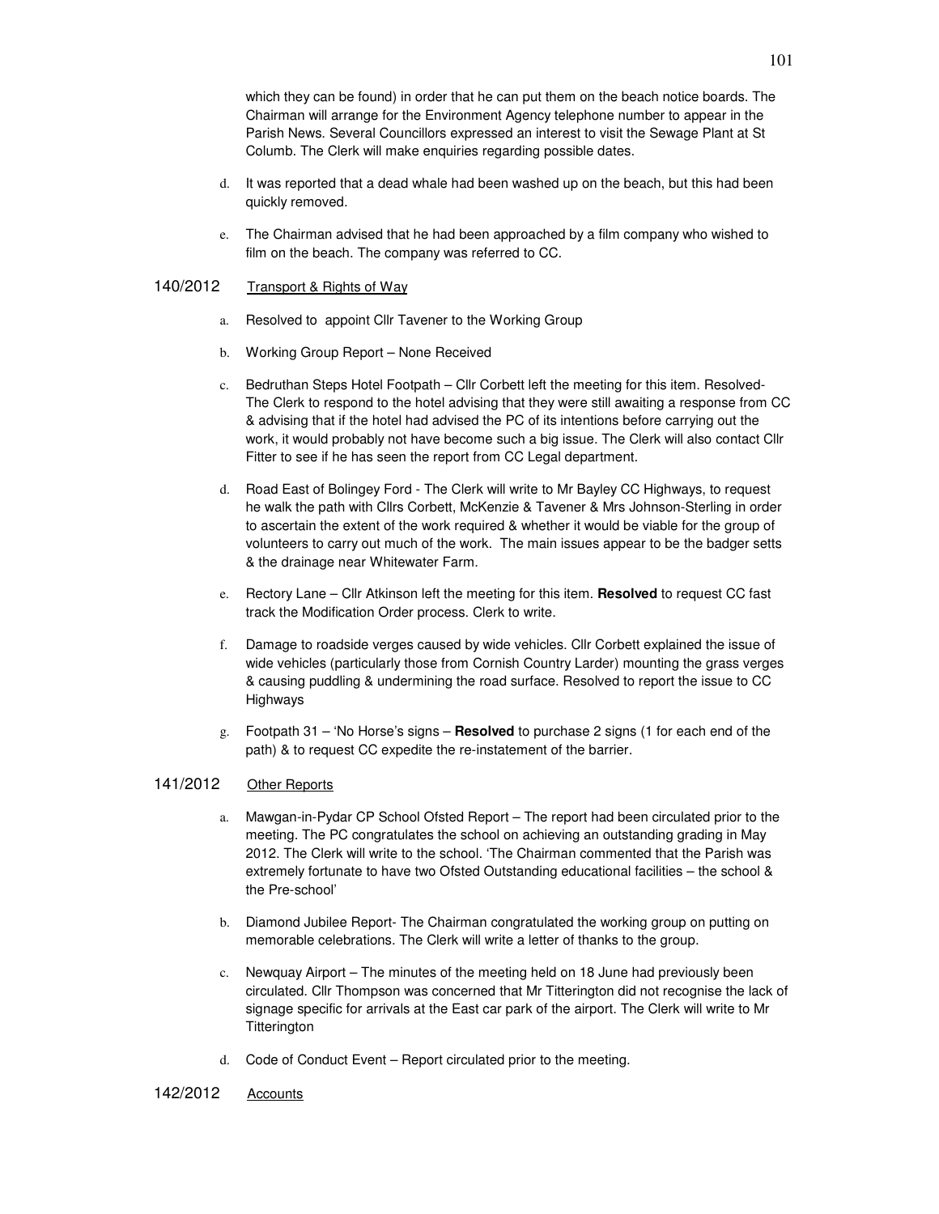which they can be found) in order that he can put them on the beach notice boards. The Chairman will arrange for the Environment Agency telephone number to appear in the Parish News. Several Councillors expressed an interest to visit the Sewage Plant at St Columb. The Clerk will make enquiries regarding possible dates.

d. It was reported that a dead whale had been washed up on the beach, but this had been quickly removed.

e. The Chairman advised that he had been approached by a film company who wished to film on the beach. The company was referred to CC.

140/2012 Transport & Rights of Way

a. Resolved to appoint Cllr Tavener to the Working Group

b. Working Group Report – None Received

c. Bedruthan Steps Hotel Footpath – Cllr Corbett left the meeting for this item. Resolved- The Clerk to respond to the hotel advising that they were still awaiting a response from CC & advising that if the hotel had advised the PC of its intentions before carrying out the work, it would probably not have become such a big issue. The Clerk will also contact Cllr Fitter to see if he has seen the report from CC Legal department.

d. Road East of Bolingey Ford - The Clerk will write to Mr Bayley CC Highways, to request he walk the path with Cllrs Corbett, McKenzie & Tavener & Mrs Johnson-Sterling in order to ascertain the extent of the work required & whether it would be viable for the group of volunteers to carry out much of the work. The main issues appear to be the badger setts & the drainage near Whitewater Farm.

e. Rectory Lane – Cllr Atkinson left the meeting for this item. **Resolved** to request CC fast track the Modification Order process. Clerk to write.

f. Damage to roadside verges caused by wide vehicles. Cllr Corbett explained the issue of wide vehicles (particularly those from Cornish Country Larder) mounting the grass verges & causing puddling & undermining the road surface. Resolved to report the issue to CC Highways

g. Footpath 31 – 'No Horse's signs – **Resolved** to purchase 2 signs (1 for each end of the path) & to request CC expedite the re-instatement of the barrier.

141/2012 Other Reports

a. Mawgan-in-Pydar CP School Ofsted Report – The report had been circulated prior to the meeting. The PC congratulates the school on achieving an outstanding grading in May 2012. The Clerk will write to the school. 'The Chairman commented that the Parish was extremely fortunate to have two Ofsted Outstanding educational facilities – the school & the Pre-school'

b. Diamond Jubilee Report- The Chairman congratulated the working group on putting on memorable celebrations. The Clerk will write a letter of thanks to the group.

c. Newquay Airport – The minutes of the meeting held on 18 June had previously been circulated. Cllr Thompson was concerned that Mr Titterington did not recognise the lack of signage specific for arrivals at the East car park of the airport. The Clerk will write to Mr Titterington

d. Code of Conduct Event – Report circulated prior to the meeting.

142/2012 Accounts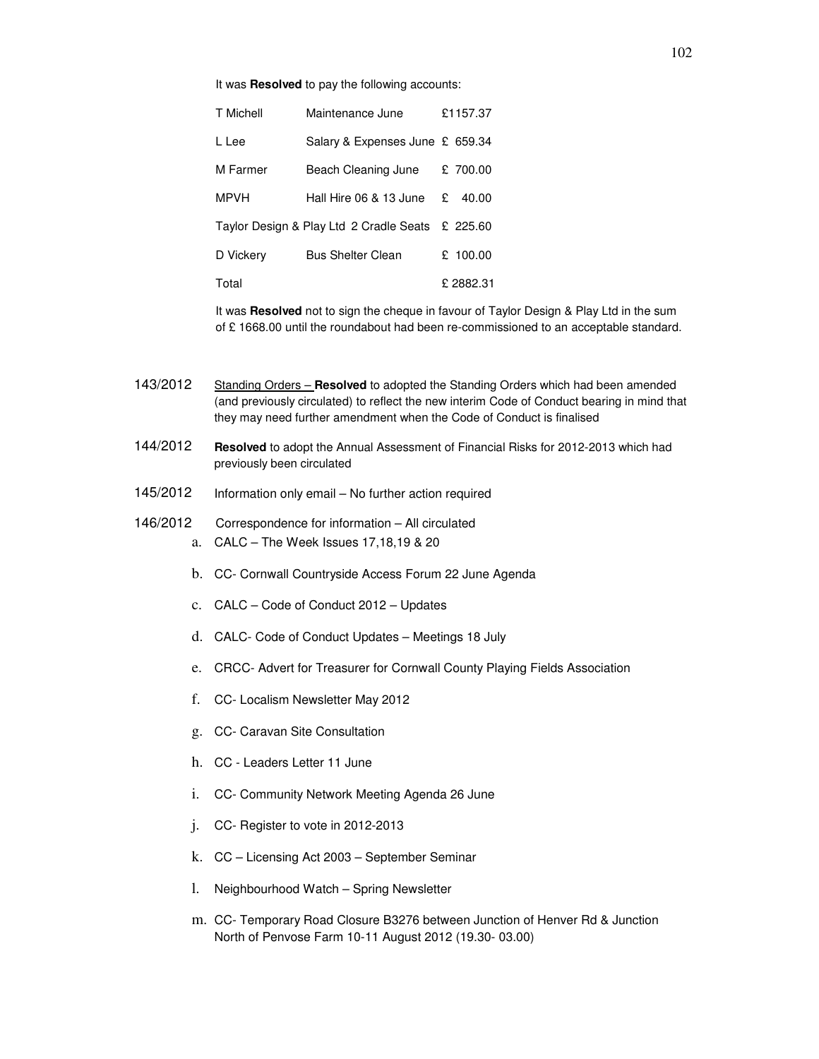It was **Resolved** to pay the following accounts:

| | | |
|---|---|---|
| T Michell | Maintenance June | £1157.37 |
| L Lee | Salary & Expenses June | £ 659.34 |
| M Farmer | Beach Cleaning June | £ 700.00 |
| MPVH | Hall Hire 06 & 13 June | £ 40.00 |
| Taylor Design & Play Ltd | 2 Cradle Seats | £ 225.60 |
| D Vickery | Bus Shelter Clean | £ 100.00 |
| Total | | £ 2882.31 |

It was **Resolved** not to sign the cheque in favour of Taylor Design & Play Ltd in the sum of £ 1668.00 until the roundabout had been re-commissioned to an acceptable standard.

143/2012 Standing Orders – **Resolved** to adopted the Standing Orders which had been amended (and previously circulated) to reflect the new interim Code of Conduct bearing in mind that they may need further amendment when the Code of Conduct is finalised

144/2012 **Resolved** to adopt the Annual Assessment of Financial Risks for 2012-2013 which had previously been circulated

145/2012 Information only email – No further action required

146/2012 Correspondence for information – All circulated

a. CALC – The Week Issues 17,18,19 & 20
b. CC- Cornwall Countryside Access Forum 22 June Agenda
c. CALC – Code of Conduct 2012 – Updates
d. CALC- Code of Conduct Updates – Meetings 18 July
e. CRCC- Advert for Treasurer for Cornwall County Playing Fields Association
f. CC- Localism Newsletter May 2012
g. CC- Caravan Site Consultation
h. CC - Leaders Letter 11 June
i. CC- Community Network Meeting Agenda 26 June
j. CC- Register to vote in 2012-2013
k. CC – Licensing Act 2003 – September Seminar
l. Neighbourhood Watch – Spring Newsletter
m. CC- Temporary Road Closure B3276 between Junction of Henver Rd & Junction North of Penvose Farm 10-11 August 2012 (19.30- 03.00)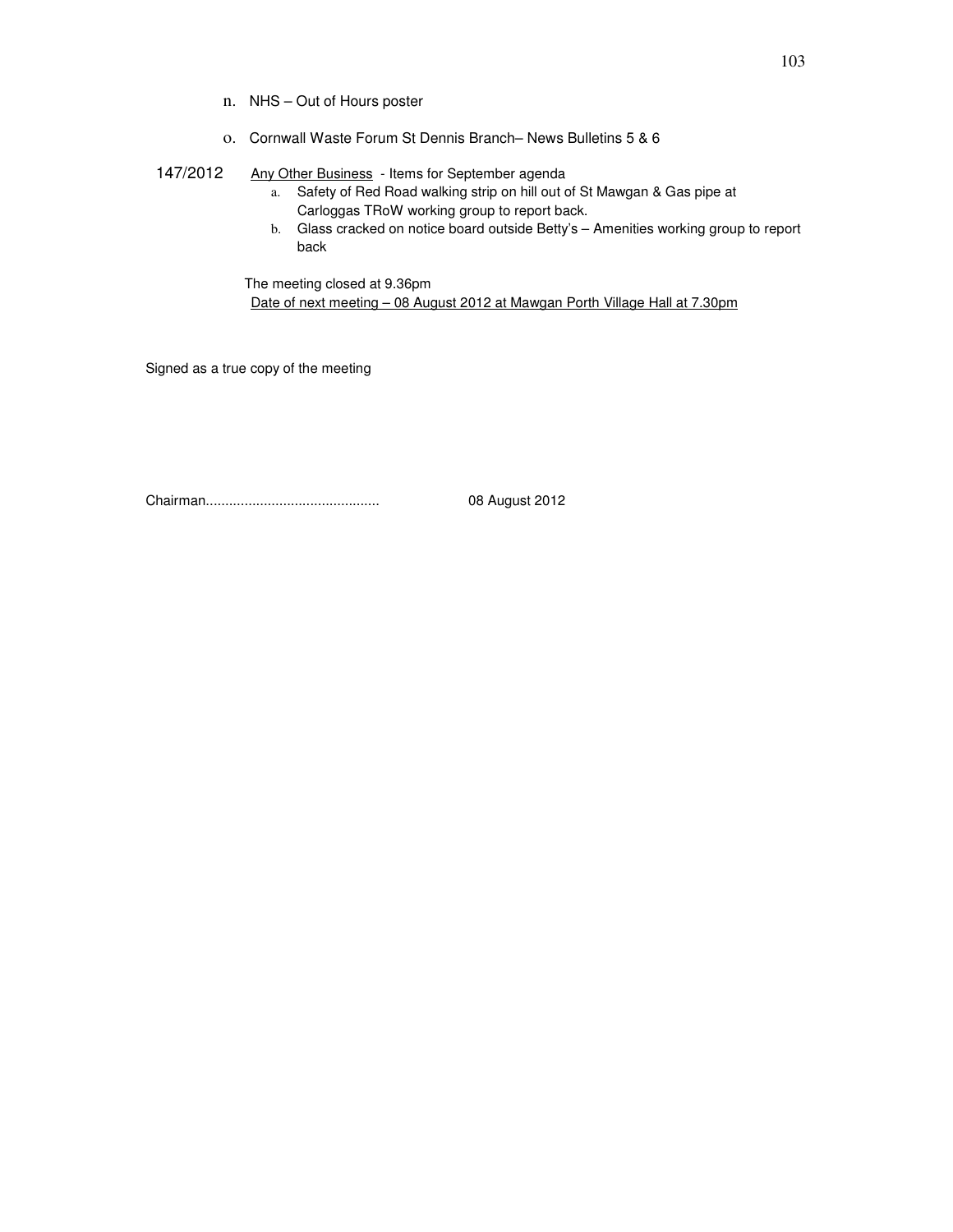n. NHS – Out of Hours poster

o. Cornwall Waste Forum St Dennis Branch– News Bulletins 5 & 6

147/2012 Any Other Business - Items for September agenda

a. Safety of Red Road walking strip on hill out of St Mawgan & Gas pipe at Carloggas TRoW working group to report back.
b. Glass cracked on notice board outside Betty's – Amenities working group to report back

The meeting closed at 9.36pm

Date of next meeting – 08 August 2012 at Mawgan Porth Village Hall at 7.30pm

Signed as a true copy of the meeting

Chairman............................................ 08 August 2012